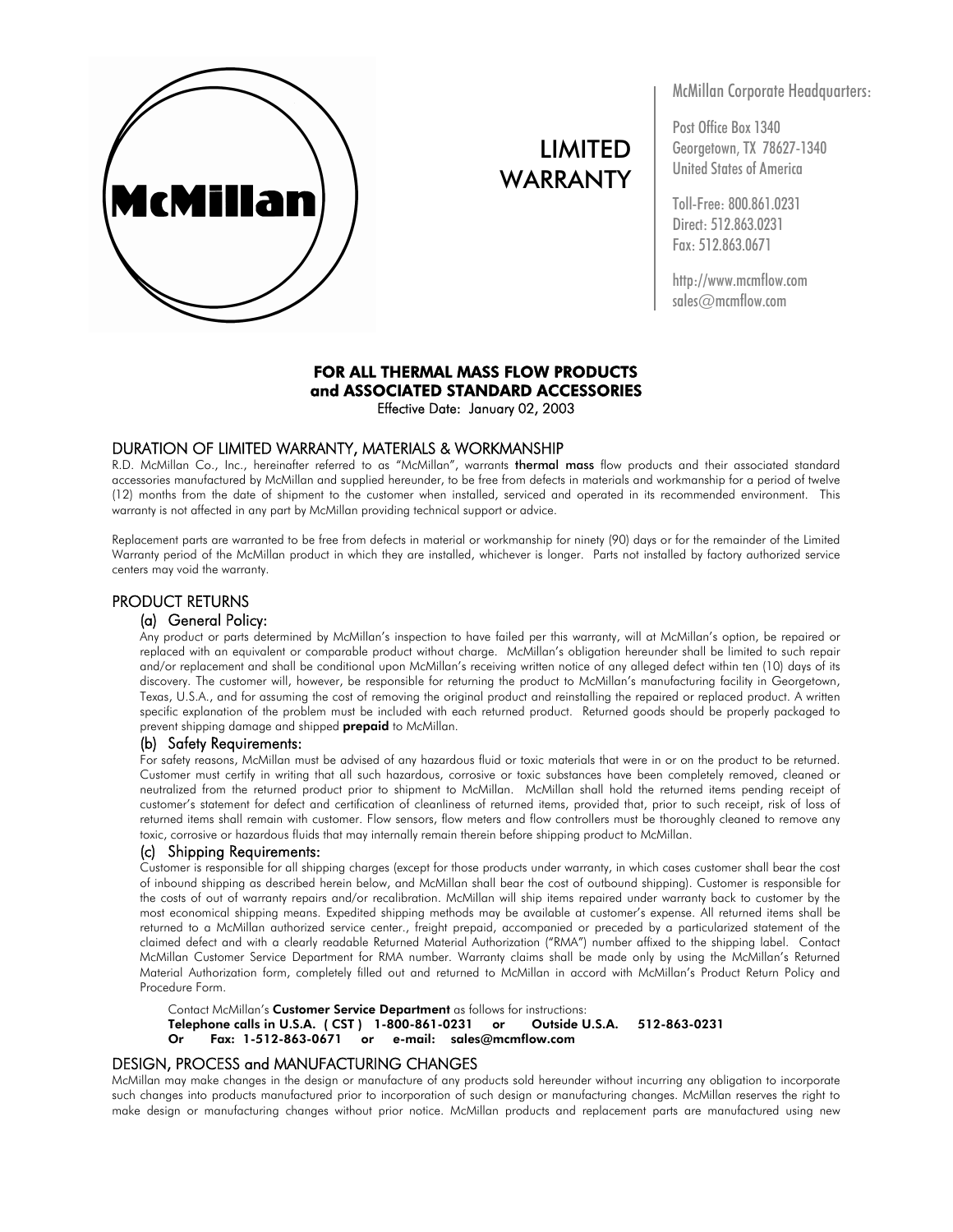McMillan

# LIMITED WARRANTY

McMillan Corporate Headquarters:

Post Office Box 1340
Georgetown, TX 78627-1340
United States of America

Toll-Free: 800.861.0231
Direct: 512.863.0231
Fax: 512.863.0671

http://www.mcmflow.com
sales@mcmflow.com

**FOR ALL THERMAL MASS FLOW PRODUCTS**
**and ASSOCIATED STANDARD ACCESSORIES**
Effective Date: January 02, 2003

## DURATION OF LIMITED WARRANTY, MATERIALS & WORKMANSHIP

R.D. McMillan Co., Inc., hereinafter referred to as "McMillan", warrants **thermal mass** flow products and their associated standard accessories manufactured by McMillan and supplied hereunder, to be free from defects in materials and workmanship for a period of twelve (12) months from the date of shipment to the customer when installed, serviced and operated in its recommended environment. This warranty is not affected in any part by McMillan providing technical support or advice.

Replacement parts are warranted to be free from defects in material or workmanship for ninety (90) days or for the remainder of the Limited Warranty period of the McMillan product in which they are installed, whichever is longer. Parts not installed by factory authorized service centers may void the warranty.

## PRODUCT RETURNS

### (a) General Policy:

Any product or parts determined by McMillan's inspection to have failed per this warranty, will at McMillan's option, be repaired or replaced with an equivalent or comparable product without charge. McMillan's obligation hereunder shall be limited to such repair and/or replacement and shall be conditional upon McMillan's receiving written notice of any alleged defect within ten (10) days of its discovery. The customer will, however, be responsible for returning the product to McMillan's manufacturing facility in Georgetown, Texas, U.S.A., and for assuming the cost of removing the original product and reinstalling the repaired or replaced product. A written specific explanation of the problem must be included with each returned product. Returned goods should be properly packaged to prevent shipping damage and shipped **prepaid** to McMillan.

### (b) Safety Requirements:

For safety reasons, McMillan must be advised of any hazardous fluid or toxic materials that were in or on the product to be returned. Customer must certify in writing that all such hazardous, corrosive or toxic substances have been completely removed, cleaned or neutralized from the returned product prior to shipment to McMillan. McMillan shall hold the returned items pending receipt of customer's statement for defect and certification of cleanliness of returned items, provided that, prior to such receipt, risk of loss of returned items shall remain with customer. Flow sensors, flow meters and flow controllers must be thoroughly cleaned to remove any toxic, corrosive or hazardous fluids that may internally remain therein before shipping product to McMillan.

### (c) Shipping Requirements:

Customer is responsible for all shipping charges (except for those products under warranty, in which cases customer shall bear the cost of inbound shipping as described herein below, and McMillan shall bear the cost of outbound shipping). Customer is responsible for the costs of out of warranty repairs and/or recalibration. McMillan will ship items repaired under warranty back to customer by the most economical shipping means. Expedited shipping methods may be available at customer's expense. All returned items shall be returned to a McMillan authorized service center., freight prepaid, accompanied or preceded by a particularized statement of the claimed defect and with a clearly readable Returned Material Authorization ("RMA") number affixed to the shipping label. Contact McMillan Customer Service Department for RMA number. Warranty claims shall be made only by using the McMillan's Returned Material Authorization form, completely filled out and returned to McMillan in accord with McMillan's Product Return Policy and Procedure Form.

Contact McMillan's **Customer Service Department** as follows for instructions:
**Telephone calls in U.S.A. ( CST ) 1-800-861-0231 or Outside U.S.A. 512-863-0231**
**Or Fax: 1-512-863-0671 or e-mail: sales@mcmflow.com**

## DESIGN, PROCESS and MANUFACTURING CHANGES

McMillan may make changes in the design or manufacture of any products sold hereunder without incurring any obligation to incorporate such changes into products manufactured prior to incorporation of such design or manufacturing changes. McMillan reserves the right to make design or manufacturing changes without prior notice. McMillan products and replacement parts are manufactured using new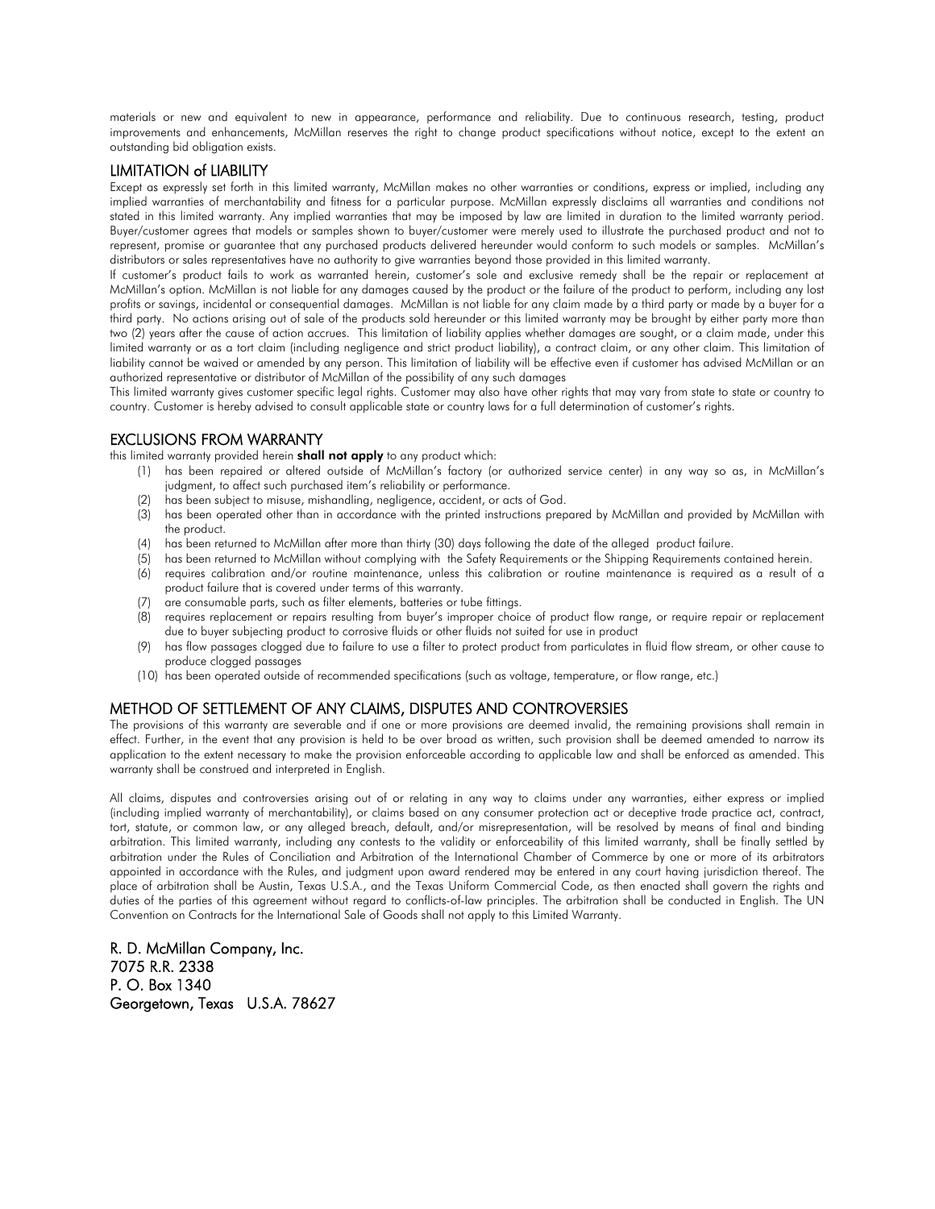materials or new and equivalent to new in appearance, performance and reliability. Due to continuous research, testing, product improvements and enhancements, McMillan reserves the right to change product specifications without notice, except to the extent an outstanding bid obligation exists.

## LIMITATION of LIABILITY

Except as expressly set forth in this limited warranty, McMillan makes no other warranties or conditions, express or implied, including any implied warranties of merchantability and fitness for a particular purpose. McMillan expressly disclaims all warranties and conditions not stated in this limited warranty. Any implied warranties that may be imposed by law are limited in duration to the limited warranty period. Buyer/customer agrees that models or samples shown to buyer/customer were merely used to illustrate the purchased product and not to represent, promise or guarantee that any purchased products delivered hereunder would conform to such models or samples. McMillan's distributors or sales representatives have no authority to give warranties beyond those provided in this limited warranty.

If customer's product fails to work as warranted herein, customer's sole and exclusive remedy shall be the repair or replacement at McMillan's option. McMillan is not liable for any damages caused by the product or the failure of the product to perform, including any lost profits or savings, incidental or consequential damages. McMillan is not liable for any claim made by a third party or made by a buyer for a third party. No actions arising out of sale of the products sold hereunder or this limited warranty may be brought by either party more than two (2) years after the cause of action accrues. This limitation of liability applies whether damages are sought, or a claim made, under this limited warranty or as a tort claim (including negligence and strict product liability), a contract claim, or any other claim. This limitation of liability cannot be waived or amended by any person. This limitation of liability will be effective even if customer has advised McMillan or an authorized representative or distributor of McMillan of the possibility of any such damages

This limited warranty gives customer specific legal rights. Customer may also have other rights that may vary from state to state or country to country. Customer is hereby advised to consult applicable state or country laws for a full determination of customer's rights.

## EXCLUSIONS FROM WARRANTY

this limited warranty provided herein **shall not apply** to any product which:

(1) has been repaired or altered outside of McMillan's factory (or authorized service center) in any way so as, in McMillan's judgment, to affect such purchased item's reliability or performance.
(2) has been subject to misuse, mishandling, negligence, accident, or acts of God.
(3) has been operated other than in accordance with the printed instructions prepared by McMillan and provided by McMillan with the product.
(4) has been returned to McMillan after more than thirty (30) days following the date of the alleged product failure.
(5) has been returned to McMillan without complying with the Safety Requirements or the Shipping Requirements contained herein.
(6) requires calibration and/or routine maintenance, unless this calibration or routine maintenance is required as a result of a product failure that is covered under terms of this warranty.
(7) are consumable parts, such as filter elements, batteries or tube fittings.
(8) requires replacement or repairs resulting from buyer's improper choice of product flow range, or require repair or replacement due to buyer subjecting product to corrosive fluids or other fluids not suited for use in product
(9) has flow passages clogged due to failure to use a filter to protect product from particulates in fluid flow stream, or other cause to produce clogged passages
(10) has been operated outside of recommended specifications (such as voltage, temperature, or flow range, etc.)

## METHOD OF SETTLEMENT OF ANY CLAIMS, DISPUTES AND CONTROVERSIES

The provisions of this warranty are severable and if one or more provisions are deemed invalid, the remaining provisions shall remain in effect. Further, in the event that any provision is held to be over broad as written, such provision shall be deemed amended to narrow its application to the extent necessary to make the provision enforceable according to applicable law and shall be enforced as amended. This warranty shall be construed and interpreted in English.

All claims, disputes and controversies arising out of or relating in any way to claims under any warranties, either express or implied (including implied warranty of merchantability), or claims based on any consumer protection act or deceptive trade practice act, contract, tort, statute, or common law, or any alleged breach, default, and/or misrepresentation, will be resolved by means of final and binding arbitration. This limited warranty, including any contests to the validity or enforceability of this limited warranty, shall be finally settled by arbitration under the Rules of Conciliation and Arbitration of the International Chamber of Commerce by one or more of its arbitrators appointed in accordance with the Rules, and judgment upon award rendered may be entered in any court having jurisdiction thereof. The place of arbitration shall be Austin, Texas U.S.A., and the Texas Uniform Commercial Code, as then enacted shall govern the rights and duties of the parties of this agreement without regard to conflicts-of-law principles. The arbitration shall be conducted in English. The UN Convention on Contracts for the International Sale of Goods shall not apply to this Limited Warranty.

R. D. McMillan Company, Inc.
7075 R.R. 2338
P. O. Box 1340
Georgetown, Texas U.S.A. 78627